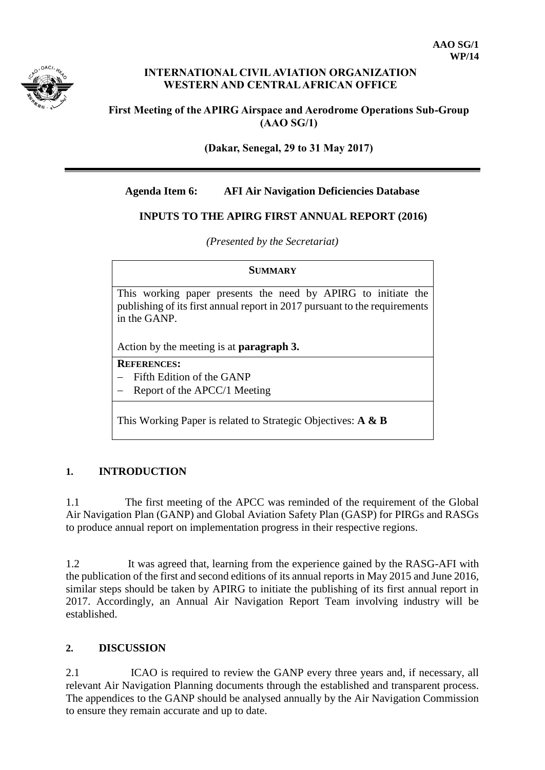**AAO SG/1**
**WP/14**

**INTERNATIONAL CIVIL AVIATION ORGANIZATION**
**WESTERN AND CENTRAL AFRICAN OFFICE**

**First Meeting of the APIRG Airspace and Aerodrome Operations Sub-Group (AAO SG/1)**

**(Dakar, Senegal, 29 to 31 May 2017)**

---

**Agenda Item 6: AFI Air Navigation Deficiencies Database**

**INPUTS TO THE APIRG FIRST ANNUAL REPORT (2016)**

*(Presented by the Secretariat)*

| **SUMMARY** |
|---|
| This working paper presents the need by APIRG to initiate the publishing of its first annual report in 2017 pursuant to the requirements in the GANP.<br><br>Action by the meeting is at **paragraph 3.** |
| **REFERENCES:**<br>– Fifth Edition of the GANP<br>– Report of the APCC/1 Meeting |
| This Working Paper is related to Strategic Objectives: **A & B** |

## 1. INTRODUCTION

1.1 The first meeting of the APCC was reminded of the requirement of the Global Air Navigation Plan (GANP) and Global Aviation Safety Plan (GASP) for PIRGs and RASGs to produce annual report on implementation progress in their respective regions.

1.2 It was agreed that, learning from the experience gained by the RASG-AFI with the publication of the first and second editions of its annual reports in May 2015 and June 2016, similar steps should be taken by APIRG to initiate the publishing of its first annual report in 2017. Accordingly, an Annual Air Navigation Report Team involving industry will be established.

## 2. DISCUSSION

2.1 ICAO is required to review the GANP every three years and, if necessary, all relevant Air Navigation Planning documents through the established and transparent process. The appendices to the GANP should be analysed annually by the Air Navigation Commission to ensure they remain accurate and up to date.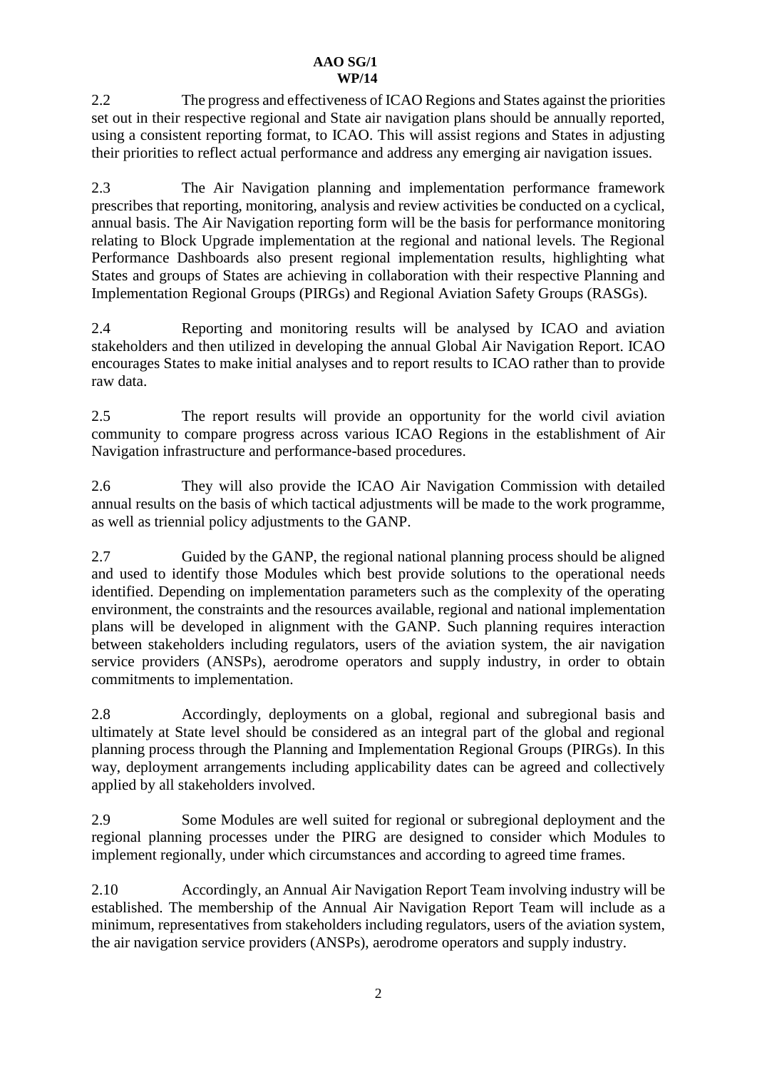2.2 The progress and effectiveness of ICAO Regions and States against the priorities set out in their respective regional and State air navigation plans should be annually reported, using a consistent reporting format, to ICAO. This will assist regions and States in adjusting their priorities to reflect actual performance and address any emerging air navigation issues.

2.3 The Air Navigation planning and implementation performance framework prescribes that reporting, monitoring, analysis and review activities be conducted on a cyclical, annual basis. The Air Navigation reporting form will be the basis for performance monitoring relating to Block Upgrade implementation at the regional and national levels. The Regional Performance Dashboards also present regional implementation results, highlighting what States and groups of States are achieving in collaboration with their respective Planning and Implementation Regional Groups (PIRGs) and Regional Aviation Safety Groups (RASGs).

2.4 Reporting and monitoring results will be analysed by ICAO and aviation stakeholders and then utilized in developing the annual Global Air Navigation Report. ICAO encourages States to make initial analyses and to report results to ICAO rather than to provide raw data.

2.5 The report results will provide an opportunity for the world civil aviation community to compare progress across various ICAO Regions in the establishment of Air Navigation infrastructure and performance-based procedures.

2.6 They will also provide the ICAO Air Navigation Commission with detailed annual results on the basis of which tactical adjustments will be made to the work programme, as well as triennial policy adjustments to the GANP.

2.7 Guided by the GANP, the regional national planning process should be aligned and used to identify those Modules which best provide solutions to the operational needs identified. Depending on implementation parameters such as the complexity of the operating environment, the constraints and the resources available, regional and national implementation plans will be developed in alignment with the GANP. Such planning requires interaction between stakeholders including regulators, users of the aviation system, the air navigation service providers (ANSPs), aerodrome operators and supply industry, in order to obtain commitments to implementation.

2.8 Accordingly, deployments on a global, regional and subregional basis and ultimately at State level should be considered as an integral part of the global and regional planning process through the Planning and Implementation Regional Groups (PIRGs). In this way, deployment arrangements including applicability dates can be agreed and collectively applied by all stakeholders involved.

2.9 Some Modules are well suited for regional or subregional deployment and the regional planning processes under the PIRG are designed to consider which Modules to implement regionally, under which circumstances and according to agreed time frames.

2.10 Accordingly, an Annual Air Navigation Report Team involving industry will be established. The membership of the Annual Air Navigation Report Team will include as a minimum, representatives from stakeholders including regulators, users of the aviation system, the air navigation service providers (ANSPs), aerodrome operators and supply industry.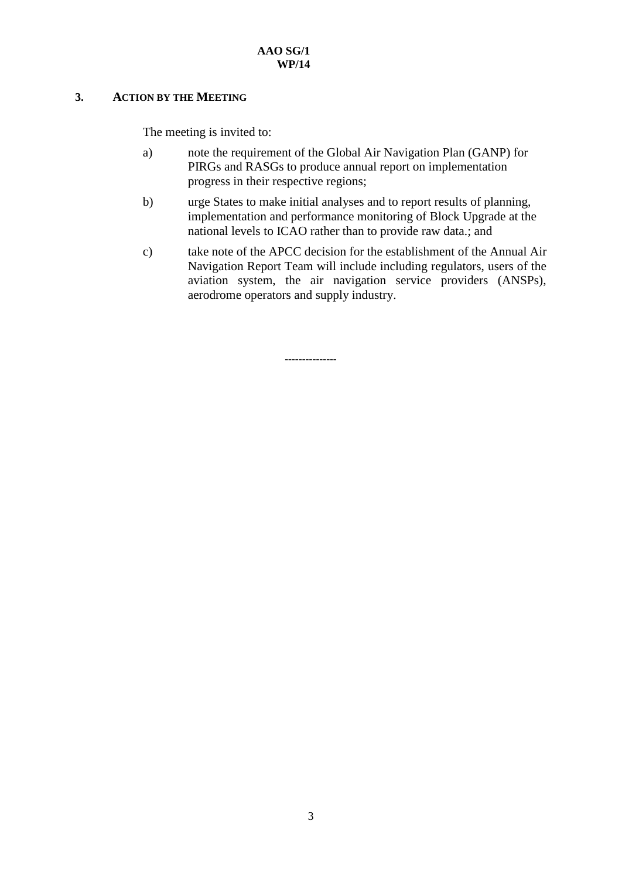## 3. ACTION BY THE MEETING

The meeting is invited to:

a) note the requirement of the Global Air Navigation Plan (GANP) for PIRGs and RASGs to produce annual report on implementation progress in their respective regions;

b) urge States to make initial analyses and to report results of planning, implementation and performance monitoring of Block Upgrade at the national levels to ICAO rather than to provide raw data.; and

c) take note of the APCC decision for the establishment of the Annual Air Navigation Report Team will include including regulators, users of the aviation system, the air navigation service providers (ANSPs), aerodrome operators and supply industry.

---------------